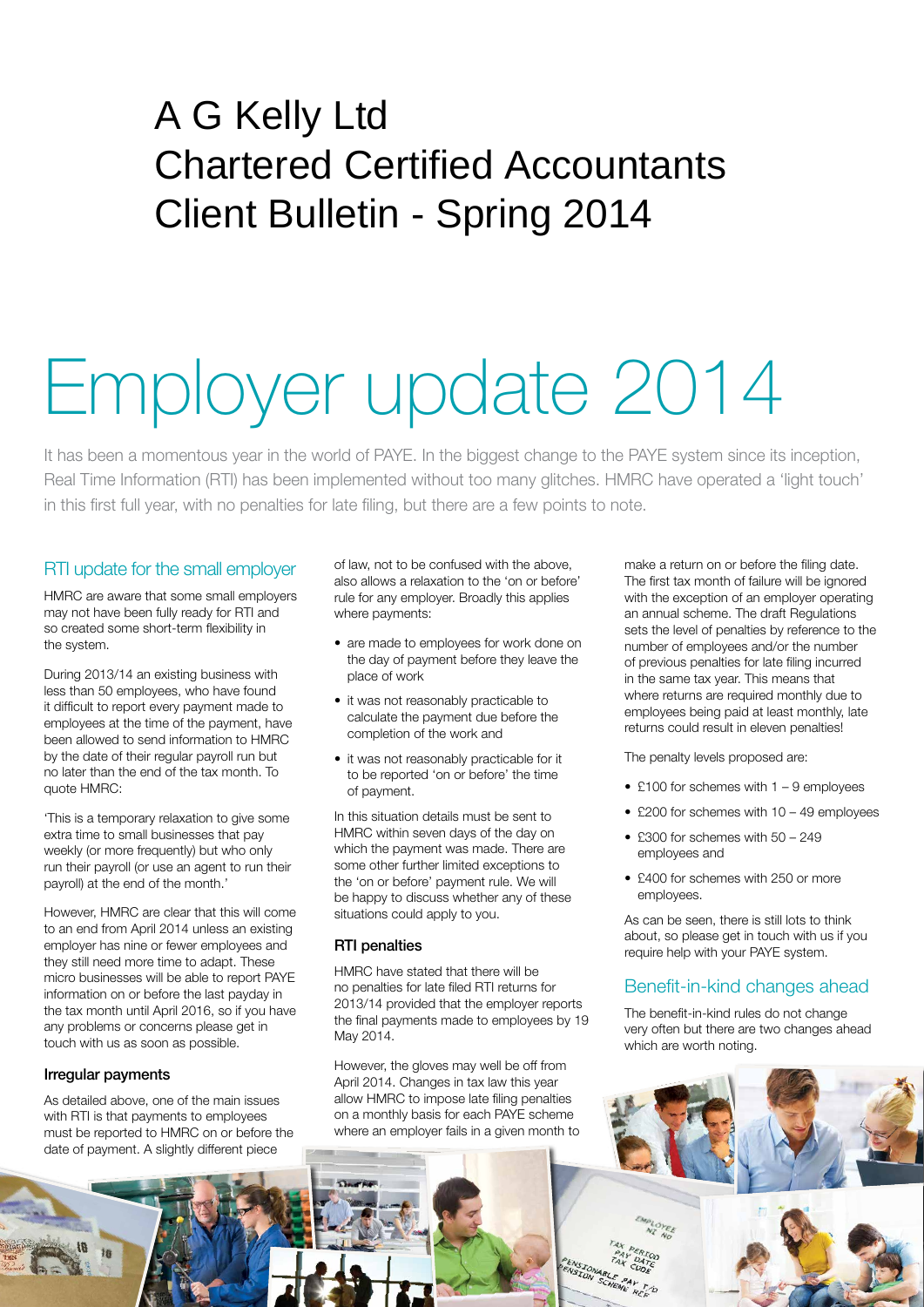# A G Kelly Ltd
# Chartered Certified Accountants
# Client Bulletin - Spring 2014

# Employer update 2014

It has been a momentous year in the world of PAYE. In the biggest change to the PAYE system since its inception, Real Time Information (RTI) has been implemented without too many glitches. HMRC have operated a 'light touch' in this first full year, with no penalties for late filing, but there are a few points to note.

## RTI update for the small employer

HMRC are aware that some small employers may not have been fully ready for RTI and so created some short-term flexibility in the system.

During 2013/14 an existing business with less than 50 employees, who have found it difficult to report every payment made to employees at the time of the payment, have been allowed to send information to HMRC by the date of their regular payroll run but no later than the end of the tax month. To quote HMRC:

'This is a temporary relaxation to give some extra time to small businesses that pay weekly (or more frequently) but who only run their payroll (or use an agent to run their payroll) at the end of the month.'

However, HMRC are clear that this will come to an end from April 2014 unless an existing employer has nine or fewer employees and they still need more time to adapt. These micro businesses will be able to report PAYE information on or before the last payday in the tax month until April 2016, so if you have any problems or concerns please get in touch with us as soon as possible.

### Irregular payments

As detailed above, one of the main issues with RTI is that payments to employees must be reported to HMRC on or before the date of payment. A slightly different piece of law, not to be confused with the above, also allows a relaxation to the 'on or before' rule for any employer. Broadly this applies where payments:

- are made to employees for work done on the day of payment before they leave the place of work
- it was not reasonably practicable to calculate the payment due before the completion of the work and
- it was not reasonably practicable for it to be reported 'on or before' the time of payment.

In this situation details must be sent to HMRC within seven days of the day on which the payment was made. There are some other further limited exceptions to the 'on or before' payment rule. We will be happy to discuss whether any of these situations could apply to you.

### RTI penalties

HMRC have stated that there will be no penalties for late filed RTI returns for 2013/14 provided that the employer reports the final payments made to employees by 19 May 2014.

However, the gloves may well be off from April 2014. Changes in tax law this year allow HMRC to impose late filing penalties on a monthly basis for each PAYE scheme where an employer fails in a given month to make a return on or before the filing date. The first tax month of failure will be ignored with the exception of an employer operating an annual scheme. The draft Regulations sets the level of penalties by reference to the number of employees and/or the number of previous penalties for late filing incurred in the same tax year. This means that where returns are required monthly due to employees being paid at least monthly, late returns could result in eleven penalties!

The penalty levels proposed are:

- £100 for schemes with 1 – 9 employees
- £200 for schemes with 10 – 49 employees
- £300 for schemes with 50 – 249 employees and
- £400 for schemes with 250 or more employees.

As can be seen, there is still lots to think about, so please get in touch with us if you require help with your PAYE system.

## Benefit-in-kind changes ahead

The benefit-in-kind rules do not change very often but there are two changes ahead which are worth noting.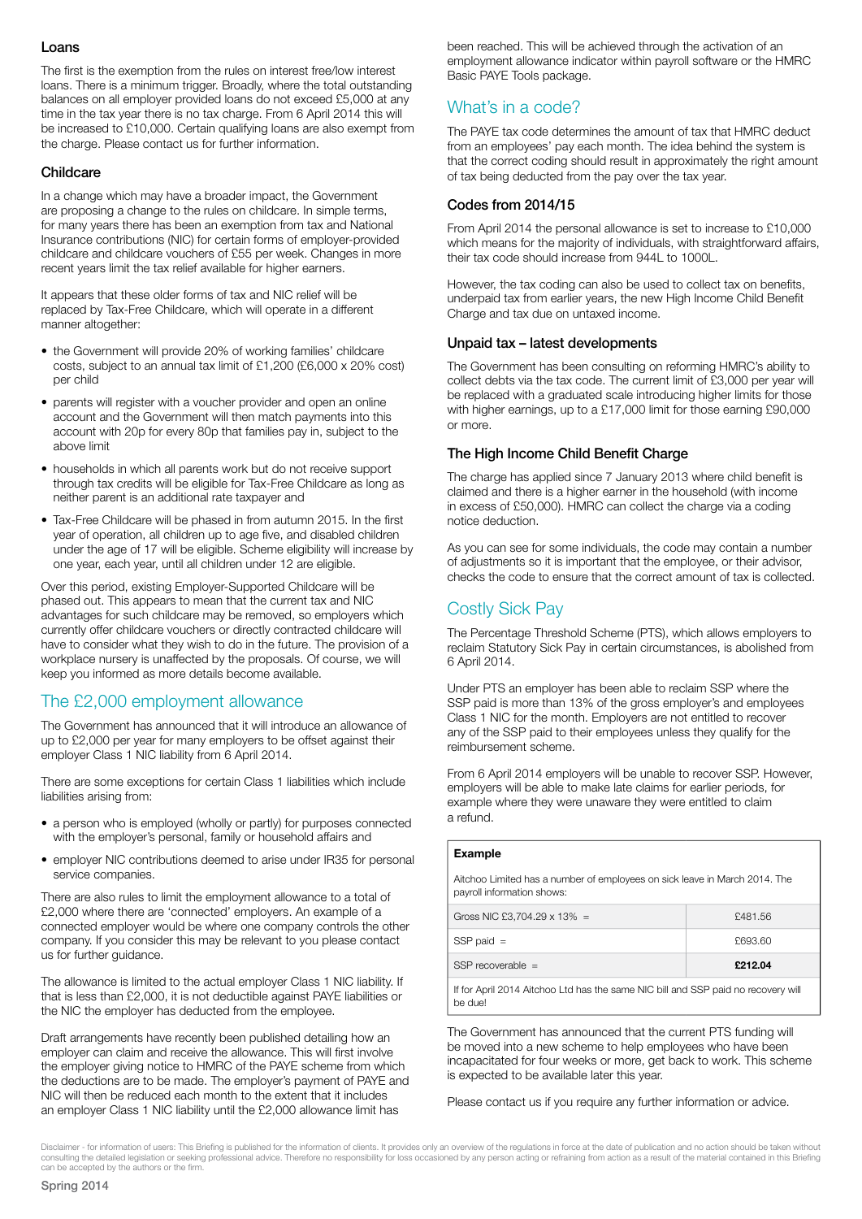### Loans

The first is the exemption from the rules on interest free/low interest loans. There is a minimum trigger. Broadly, where the total outstanding balances on all employer provided loans do not exceed £5,000 at any time in the tax year there is no tax charge. From 6 April 2014 this will be increased to £10,000. Certain qualifying loans are also exempt from the charge. Please contact us for further information.

### Childcare

In a change which may have a broader impact, the Government are proposing a change to the rules on childcare. In simple terms, for many years there has been an exemption from tax and National Insurance contributions (NIC) for certain forms of employer-provided childcare and childcare vouchers of £55 per week. Changes in more recent years limit the tax relief available for higher earners.

It appears that these older forms of tax and NIC relief will be replaced by Tax-Free Childcare, which will operate in a different manner altogether:

- the Government will provide 20% of working families' childcare costs, subject to an annual tax limit of £1,200 (£6,000 x 20% cost) per child
- parents will register with a voucher provider and open an online account and the Government will then match payments into this account with 20p for every 80p that families pay in, subject to the above limit
- households in which all parents work but do not receive support through tax credits will be eligible for Tax-Free Childcare as long as neither parent is an additional rate taxpayer and
- Tax-Free Childcare will be phased in from autumn 2015. In the first year of operation, all children up to age five, and disabled children under the age of 17 will be eligible. Scheme eligibility will increase by one year, each year, until all children under 12 are eligible.

Over this period, existing Employer-Supported Childcare will be phased out. This appears to mean that the current tax and NIC advantages for such childcare may be removed, so employers which currently offer childcare vouchers or directly contracted childcare will have to consider what they wish to do in the future. The provision of a workplace nursery is unaffected by the proposals. Of course, we will keep you informed as more details become available.

## The £2,000 employment allowance

The Government has announced that it will introduce an allowance of up to £2,000 per year for many employers to be offset against their employer Class 1 NIC liability from 6 April 2014.

There are some exceptions for certain Class 1 liabilities which include liabilities arising from:

- a person who is employed (wholly or partly) for purposes connected with the employer's personal, family or household affairs and
- employer NIC contributions deemed to arise under IR35 for personal service companies.

There are also rules to limit the employment allowance to a total of £2,000 where there are 'connected' employers. An example of a connected employer would be where one company controls the other company. If you consider this may be relevant to you please contact us for further guidance.

The allowance is limited to the actual employer Class 1 NIC liability. If that is less than £2,000, it is not deductible against PAYE liabilities or the NIC the employer has deducted from the employee.

Draft arrangements have recently been published detailing how an employer can claim and receive the allowance. This will first involve the employer giving notice to HMRC of the PAYE scheme from which the deductions are to be made. The employer's payment of PAYE and NIC will then be reduced each month to the extent that it includes an employer Class 1 NIC liability until the £2,000 allowance limit has been reached. This will be achieved through the activation of an employment allowance indicator within payroll software or the HMRC Basic PAYE Tools package.

## What's in a code?

The PAYE tax code determines the amount of tax that HMRC deduct from an employees' pay each month. The idea behind the system is that the correct coding should result in approximately the right amount of tax being deducted from the pay over the tax year.

### Codes from 2014/15

From April 2014 the personal allowance is set to increase to £10,000 which means for the majority of individuals, with straightforward affairs, their tax code should increase from 944L to 1000L.

However, the tax coding can also be used to collect tax on benefits, underpaid tax from earlier years, the new High Income Child Benefit Charge and tax due on untaxed income.

### Unpaid tax – latest developments

The Government has been consulting on reforming HMRC's ability to collect debts via the tax code. The current limit of £3,000 per year will be replaced with a graduated scale introducing higher limits for those with higher earnings, up to a £17,000 limit for those earning £90,000 or more.

### The High Income Child Benefit Charge

The charge has applied since 7 January 2013 where child benefit is claimed and there is a higher earner in the household (with income in excess of £50,000). HMRC can collect the charge via a coding notice deduction.

As you can see for some individuals, the code may contain a number of adjustments so it is important that the employee, or their advisor, checks the code to ensure that the correct amount of tax is collected.

## Costly Sick Pay

The Percentage Threshold Scheme (PTS), which allows employers to reclaim Statutory Sick Pay in certain circumstances, is abolished from 6 April 2014.

Under PTS an employer has been able to reclaim SSP where the SSP paid is more than 13% of the gross employer's and employees Class 1 NIC for the month. Employers are not entitled to recover any of the SSP paid to their employees unless they qualify for the reimbursement scheme.

From 6 April 2014 employers will be unable to recover SSP. However, employers will be able to make late claims for earlier periods, for example where they were unaware they were entitled to claim a refund.

**Example**

Aitchoo Limited has a number of employees on sick leave in March 2014. The payroll information shows:

| | |
|---|---|
| Gross NIC £3,704.29 x 13% = | £481.56 |
| SSP paid = | £693.60 |
| SSP recoverable = | **£212.04** |

If for April 2014 Aitchoo Ltd has the same NIC bill and SSP paid no recovery will be due!

The Government has announced that the current PTS funding will be moved into a new scheme to help employees who have been incapacitated for four weeks or more, get back to work. This scheme is expected to be available later this year.

Please contact us if you require any further information or advice.

Disclaimer - for information of users: This Briefing is published for the information of clients. It provides only an overview of the regulations in force at the date of publication and no action should be taken without consulting the detailed legislation or seeking professional advice. Therefore no responsibility for loss occasioned by any person acting or refraining from action as a result of the material contained in this Briefing can be accepted by the authors or the firm.

Spring 2014